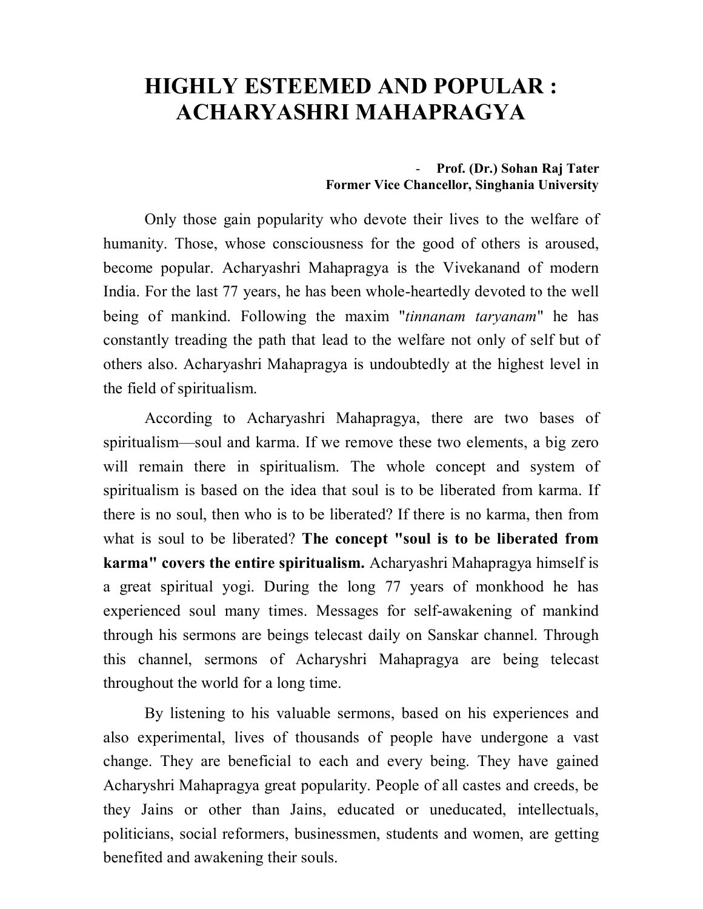# HIGHLY ESTEEMED AND POPULAR : ACHARYASHRI MAHAPRAGYA

**- Prof. (Dr.) Sohan Raj Tater**
**Former Vice Chancellor, Singhania University**

Only those gain popularity who devote their lives to the welfare of humanity. Those, whose consciousness for the good of others is aroused, become popular. Acharyashri Mahapragya is the Vivekanand of modern India. For the last 77 years, he has been whole-heartedly devoted to the well being of mankind. Following the maxim "*tinnanam taryanam*" he has constantly treading the path that lead to the welfare not only of self but of others also. Acharyashri Mahapragya is undoubtedly at the highest level in the field of spiritualism.

According to Acharyashri Mahapragya, there are two bases of spiritualism—soul and karma. If we remove these two elements, a big zero will remain there in spiritualism. The whole concept and system of spiritualism is based on the idea that soul is to be liberated from karma. If there is no soul, then who is to be liberated? If there is no karma, then from what is soul to be liberated? **The concept "soul is to be liberated from karma" covers the entire spiritualism.** Acharyashri Mahapragya himself is a great spiritual yogi. During the long 77 years of monkhood he has experienced soul many times. Messages for self-awakening of mankind through his sermons are beings telecast daily on Sanskar channel. Through this channel, sermons of Acharyshri Mahapragya are being telecast throughout the world for a long time.

By listening to his valuable sermons, based on his experiences and also experimental, lives of thousands of people have undergone a vast change. They are beneficial to each and every being. They have gained Acharyshri Mahapragya great popularity. People of all castes and creeds, be they Jains or other than Jains, educated or uneducated, intellectuals, politicians, social reformers, businessmen, students and women, are getting benefited and awakening their souls.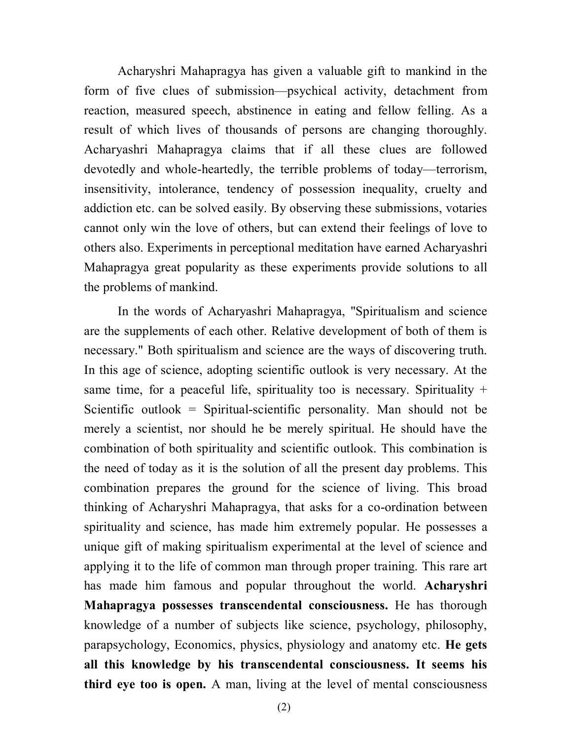Acharyshri Mahapragya has given a valuable gift to mankind in the form of five clues of submission—psychical activity, detachment from reaction, measured speech, abstinence in eating and fellow felling. As a result of which lives of thousands of persons are changing thoroughly. Acharyashri Mahapragya claims that if all these clues are followed devotedly and whole-heartedly, the terrible problems of today—terrorism, insensitivity, intolerance, tendency of possession inequality, cruelty and addiction etc. can be solved easily. By observing these submissions, votaries cannot only win the love of others, but can extend their feelings of love to others also. Experiments in perceptional meditation have earned Acharyashri Mahapragya great popularity as these experiments provide solutions to all the problems of mankind.

In the words of Acharyashri Mahapragya, "Spiritualism and science are the supplements of each other. Relative development of both of them is necessary." Both spiritualism and science are the ways of discovering truth. In this age of science, adopting scientific outlook is very necessary. At the same time, for a peaceful life, spirituality too is necessary. Spirituality + Scientific outlook = Spiritual-scientific personality. Man should not be merely a scientist, nor should he be merely spiritual. He should have the combination of both spirituality and scientific outlook. This combination is the need of today as it is the solution of all the present day problems. This combination prepares the ground for the science of living. This broad thinking of Acharyshri Mahapragya, that asks for a co-ordination between spirituality and science, has made him extremely popular. He possesses a unique gift of making spiritualism experimental at the level of science and applying it to the life of common man through proper training. This rare art has made him famous and popular throughout the world. **Acharyshri Mahapragya possesses transcendental consciousness.** He has thorough knowledge of a number of subjects like science, psychology, philosophy, parapsychology, Economics, physics, physiology and anatomy etc. **He gets all this knowledge by his transcendental consciousness. It seems his third eye too is open.** A man, living at the level of mental consciousness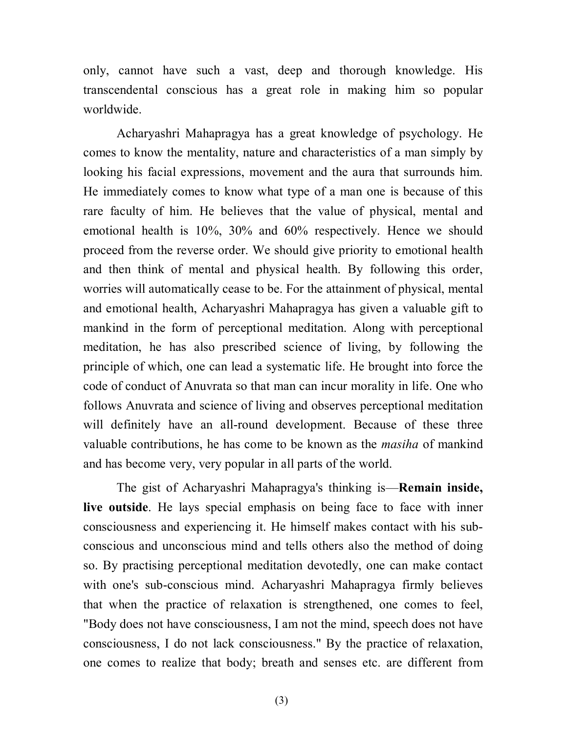only, cannot have such a vast, deep and thorough knowledge. His transcendental conscious has a great role in making him so popular worldwide.

Acharyashri Mahapragya has a great knowledge of psychology. He comes to know the mentality, nature and characteristics of a man simply by looking his facial expressions, movement and the aura that surrounds him. He immediately comes to know what type of a man one is because of this rare faculty of him. He believes that the value of physical, mental and emotional health is 10%, 30% and 60% respectively. Hence we should proceed from the reverse order. We should give priority to emotional health and then think of mental and physical health. By following this order, worries will automatically cease to be. For the attainment of physical, mental and emotional health, Acharyashri Mahapragya has given a valuable gift to mankind in the form of perceptional meditation. Along with perceptional meditation, he has also prescribed science of living, by following the principle of which, one can lead a systematic life. He brought into force the code of conduct of Anuvrata so that man can incur morality in life. One who follows Anuvrata and science of living and observes perceptional meditation will definitely have an all-round development. Because of these three valuable contributions, he has come to be known as the *masiha* of mankind and has become very, very popular in all parts of the world.

The gist of Acharyashri Mahapragya's thinking is—**Remain inside, live outside**. He lays special emphasis on being face to face with inner consciousness and experiencing it. He himself makes contact with his sub-conscious and unconscious mind and tells others also the method of doing so. By practising perceptional meditation devotedly, one can make contact with one's sub-conscious mind. Acharyashri Mahapragya firmly believes that when the practice of relaxation is strengthened, one comes to feel, "Body does not have consciousness, I am not the mind, speech does not have consciousness, I do not lack consciousness." By the practice of relaxation, one comes to realize that body; breath and senses etc. are different from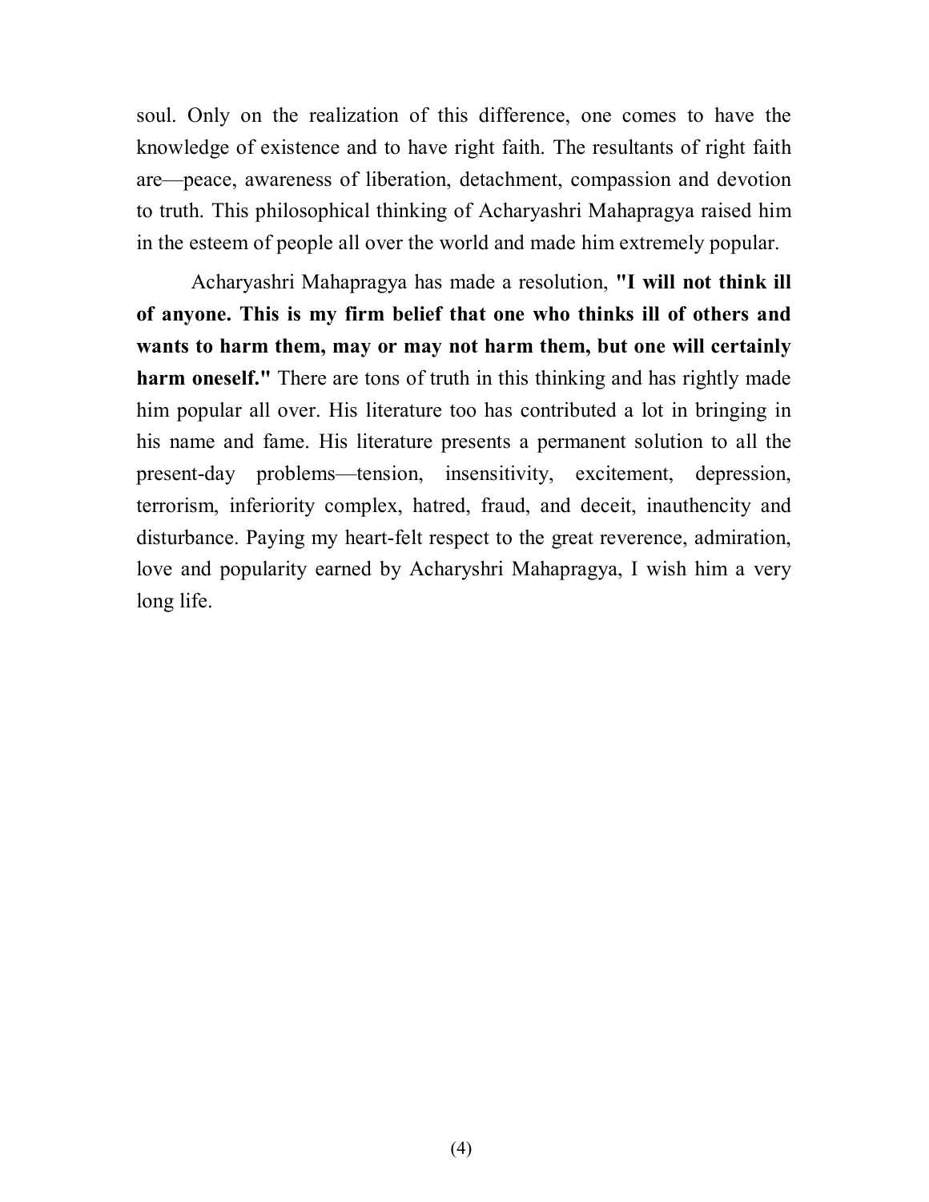soul. Only on the realization of this difference, one comes to have the knowledge of existence and to have right faith. The resultants of right faith are—peace, awareness of liberation, detachment, compassion and devotion to truth. This philosophical thinking of Acharyashri Mahapragya raised him in the esteem of people all over the world and made him extremely popular.

Acharyashri Mahapragya has made a resolution, **"I will not think ill of anyone. This is my firm belief that one who thinks ill of others and wants to harm them, may or may not harm them, but one will certainly harm oneself."** There are tons of truth in this thinking and has rightly made him popular all over. His literature too has contributed a lot in bringing in his name and fame. His literature presents a permanent solution to all the present-day problems—tension, insensitivity, excitement, depression, terrorism, inferiority complex, hatred, fraud, and deceit, inauthencity and disturbance. Paying my heart-felt respect to the great reverence, admiration, love and popularity earned by Acharyshri Mahapragya, I wish him a very long life.